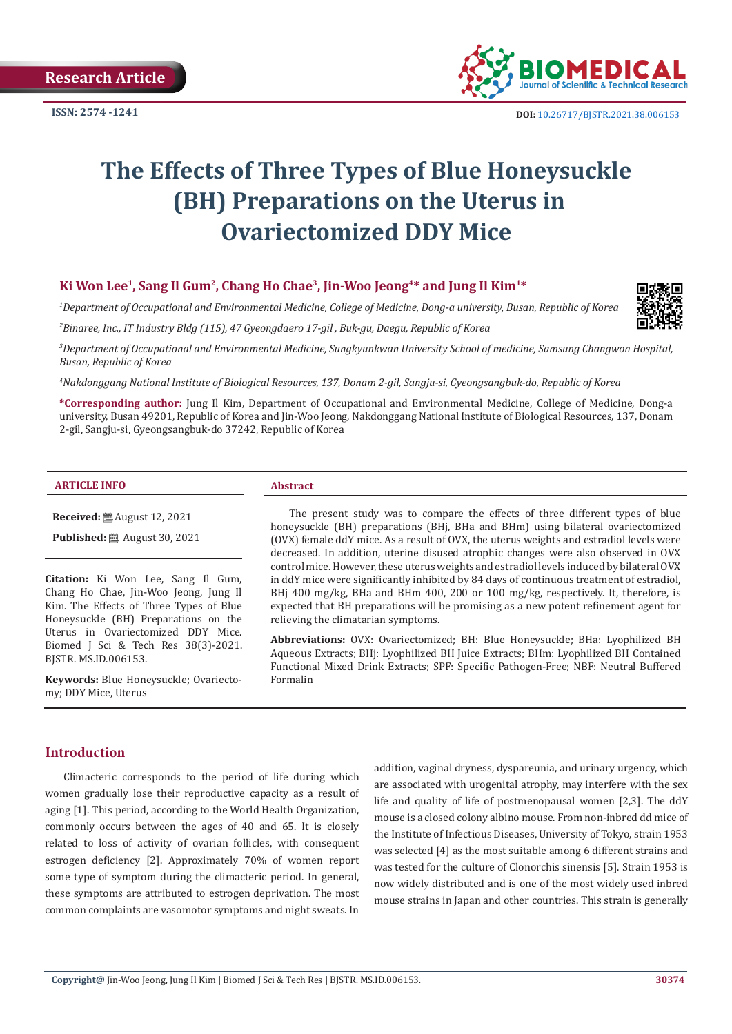Research Article

ISSN: 2574 -1241

DOI: 10.26717/BJSTR.2021.38.006153

# The Effects of Three Types of Blue Honeysuckle (BH) Preparations on the Uterus in Ovariectomized DDY Mice

**Ki Won Lee[1], Sang Il Gum[2], Chang Ho Chae[3], Jin-Woo Jeong[4]* and Jung Il Kim[1]***

*[1]Department of Occupational and Environmental Medicine, College of Medicine, Dong-a university, Busan, Republic of Korea*

*[2]Binaree, Inc., IT Industry Bldg (115), 47 Gyeongdaero 17-gil , Buk-gu, Daegu, Republic of Korea*

*[3]Department of Occupational and Environmental Medicine, Sungkyunkwan University School of medicine, Samsung Changwon Hospital, Busan, Republic of Korea*

*[4]Nakdonggang National Institute of Biological Resources, 137, Donam 2-gil, Sangju-si, Gyeongsangbuk-do, Republic of Korea*

**\*Corresponding author:** Jung Il Kim, Department of Occupational and Environmental Medicine, College of Medicine, Dong-a university, Busan 49201, Republic of Korea and Jin-Woo Jeong, Nakdonggang National Institute of Biological Resources, 137, Donam 2-gil, Sangju-si, Gyeongsangbuk-do 37242, Republic of Korea

**ARTICLE INFO**

**Received:** August 12, 2021

**Published:** August 30, 2021

**Citation:** Ki Won Lee, Sang Il Gum, Chang Ho Chae, Jin-Woo Jeong, Jung Il Kim. The Effects of Three Types of Blue Honeysuckle (BH) Preparations on the Uterus in Ovariectomized DDY Mice. Biomed J Sci & Tech Res 38(3)-2021. BJSTR. MS.ID.006153.

**Keywords:** Blue Honeysuckle; Ovariectomy; DDY Mice, Uterus

**Abstract**

The present study was to compare the effects of three different types of blue honeysuckle (BH) preparations (BHj, BHa and BHm) using bilateral ovariectomized (OVX) female ddY mice. As a result of OVX, the uterus weights and estradiol levels were decreased. In addition, uterine disused atrophic changes were also observed in OVX control mice. However, these uterus weights and estradiol levels induced by bilateral OVX in ddY mice were significantly inhibited by 84 days of continuous treatment of estradiol, BHj 400 mg/kg, BHa and BHm 400, 200 or 100 mg/kg, respectively. It, therefore, is expected that BH preparations will be promising as a new potent refinement agent for relieving the climatarian symptoms.

**Abbreviations:** OVX: Ovariectomized; BH: Blue Honeysuckle; BHa: Lyophilized BH Aqueous Extracts; BHj: Lyophilized BH Juice Extracts; BHm: Lyophilized BH Contained Functional Mixed Drink Extracts; SPF: Specific Pathogen-Free; NBF: Neutral Buffered Formalin

## Introduction

Climacteric corresponds to the period of life during which women gradually lose their reproductive capacity as a result of aging [1]. This period, according to the World Health Organization, commonly occurs between the ages of 40 and 65. It is closely related to loss of activity of ovarian follicles, with consequent estrogen deficiency [2]. Approximately 70% of women report some type of symptom during the climacteric period. In general, these symptoms are attributed to estrogen deprivation. The most common complaints are vasomotor symptoms and night sweats. In addition, vaginal dryness, dyspareunia, and urinary urgency, which are associated with urogenital atrophy, may interfere with the sex life and quality of life of postmenopausal women [2,3]. The ddY mouse is a closed colony albino mouse. From non-inbred dd mice of the Institute of Infectious Diseases, University of Tokyo, strain 1953 was selected [4] as the most suitable among 6 different strains and was tested for the culture of Clonorchis sinensis [5]. Strain 1953 is now widely distributed and is one of the most widely used inbred mouse strains in Japan and other countries. This strain is generally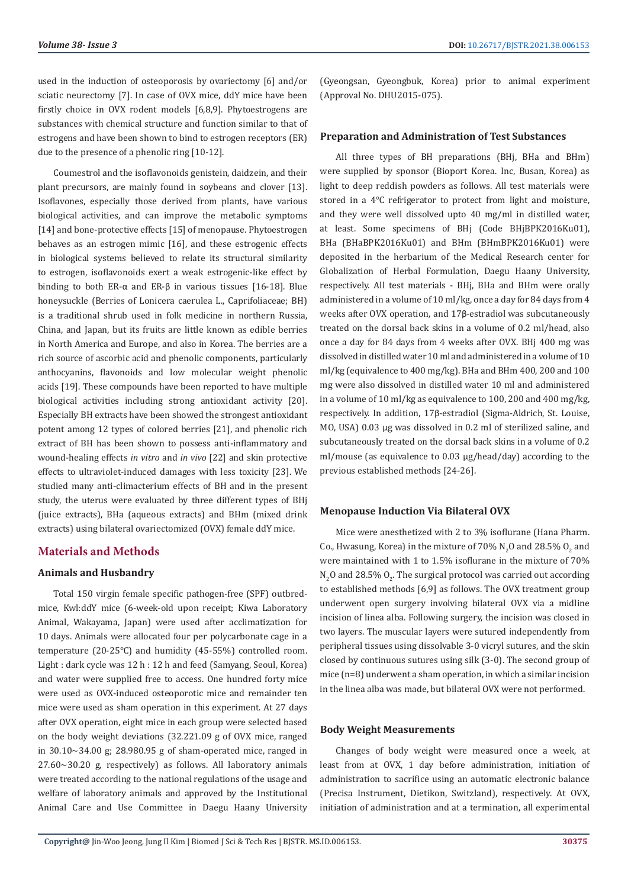used in the induction of osteoporosis by ovariectomy [6] and/or sciatic neurectomy [7]. In case of OVX mice, ddY mice have been firstly choice in OVX rodent models [6,8,9]. Phytoestrogens are substances with chemical structure and function similar to that of estrogens and have been shown to bind to estrogen receptors (ER) due to the presence of a phenolic ring [10-12].

Coumestrol and the isoflavonoids genistein, daidzein, and their plant precursors, are mainly found in soybeans and clover [13]. Isoflavones, especially those derived from plants, have various biological activities, and can improve the metabolic symptoms [14] and bone-protective effects [15] of menopause. Phytoestrogen behaves as an estrogen mimic [16], and these estrogenic effects in biological systems believed to relate its structural similarity to estrogen, isoflavonoids exert a weak estrogenic-like effect by binding to both ER-α and ER-β in various tissues [16-18]. Blue honeysuckle (Berries of Lonicera caerulea L., Caprifoliaceae; BH) is a traditional shrub used in folk medicine in northern Russia, China, and Japan, but its fruits are little known as edible berries in North America and Europe, and also in Korea. The berries are a rich source of ascorbic acid and phenolic components, particularly anthocyanins, flavonoids and low molecular weight phenolic acids [19]. These compounds have been reported to have multiple biological activities including strong antioxidant activity [20]. Especially BH extracts have been showed the strongest antioxidant potent among 12 types of colored berries [21], and phenolic rich extract of BH has been shown to possess anti-inflammatory and wound-healing effects *in vitro* and *in vivo* [22] and skin protective effects to ultraviolet-induced damages with less toxicity [23]. We studied many anti-climacterium effects of BH and in the present study, the uterus were evaluated by three different types of BHj (juice extracts), BHa (aqueous extracts) and BHm (mixed drink extracts) using bilateral ovariectomized (OVX) female ddY mice.

## Materials and Methods

### Animals and Husbandry

Total 150 virgin female specific pathogen-free (SPF) outbred-mice, Kwl:ddY mice (6-week-old upon receipt; Kiwa Laboratory Animal, Wakayama, Japan) were used after acclimatization for 10 days. Animals were allocated four per polycarbonate cage in a temperature (20-25℃) and humidity (45-55%) controlled room. Light : dark cycle was 12 h : 12 h and feed (Samyang, Seoul, Korea) and water were supplied free to access. One hundred forty mice were used as OVX-induced osteoporotic mice and remainder ten mice were used as sham operation in this experiment. At 27 days after OVX operation, eight mice in each group were selected based on the body weight deviations (32.221.09 g of OVX mice, ranged in 30.10~34.00 g; 28.980.95 g of sham-operated mice, ranged in 27.60~30.20 g, respectively) as follows. All laboratory animals were treated according to the national regulations of the usage and welfare of laboratory animals and approved by the Institutional Animal Care and Use Committee in Daegu Haany University (Gyeongsan, Gyeongbuk, Korea) prior to animal experiment (Approval No. DHU2015-075).

### Preparation and Administration of Test Substances

All three types of BH preparations (BHj, BHa and BHm) were supplied by sponsor (Bioport Korea. Inc, Busan, Korea) as light to deep reddish powders as follows. All test materials were stored in a 4°C refrigerator to protect from light and moisture, and they were well dissolved upto 40 mg/ml in distilled water, at least. Some specimens of BHj (Code BHjBPK2016Ku01), BHa (BHaBPK2016Ku01) and BHm (BHmBPK2016Ku01) were deposited in the herbarium of the Medical Research center for Globalization of Herbal Formulation, Daegu Haany University, respectively. All test materials - BHj, BHa and BHm were orally administered in a volume of 10 ml/kg, once a day for 84 days from 4 weeks after OVX operation, and 17β-estradiol was subcutaneously treated on the dorsal back skins in a volume of 0.2 ml/head, also once a day for 84 days from 4 weeks after OVX. BHj 400 mg was dissolved in distilled water 10 ml and administered in a volume of 10 ml/kg (equivalence to 400 mg/kg). BHa and BHm 400, 200 and 100 mg were also dissolved in distilled water 10 ml and administered in a volume of 10 ml/kg as equivalence to 100, 200 and 400 mg/kg, respectively. In addition, 17β-estradiol (Sigma-Aldrich, St. Louise, MO, USA) 0.03 μg was dissolved in 0.2 ml of sterilized saline, and subcutaneously treated on the dorsal back skins in a volume of 0.2 ml/mouse (as equivalence to 0.03 μg/head/day) according to the previous established methods [24-26].

### Menopause Induction Via Bilateral OVX

Mice were anesthetized with 2 to 3% isoflurane (Hana Pharm. Co., Hwasung, Korea) in the mixture of 70% $N_2O$ and 28.5% $O_2$ and were maintained with 1 to 1.5% isoflurane in the mixture of 70% $N_2O$ and 28.5% $O_2$. The surgical protocol was carried out according to established methods [6,9] as follows. The OVX treatment group underwent open surgery involving bilateral OVX via a midline incision of linea alba. Following surgery, the incision was closed in two layers. The muscular layers were sutured independently from peripheral tissues using dissolvable 3-0 vicryl sutures, and the skin closed by continuous sutures using silk (3-0). The second group of mice (n=8) underwent a sham operation, in which a similar incision in the linea alba was made, but bilateral OVX were not performed.

### Body Weight Measurements

Changes of body weight were measured once a week, at least from at OVX, 1 day before administration, initiation of administration to sacrifice using an automatic electronic balance (Precisa Instrument, Dietikon, Switzerland), respectively. At OVX, initiation of administration and at a termination, all experimental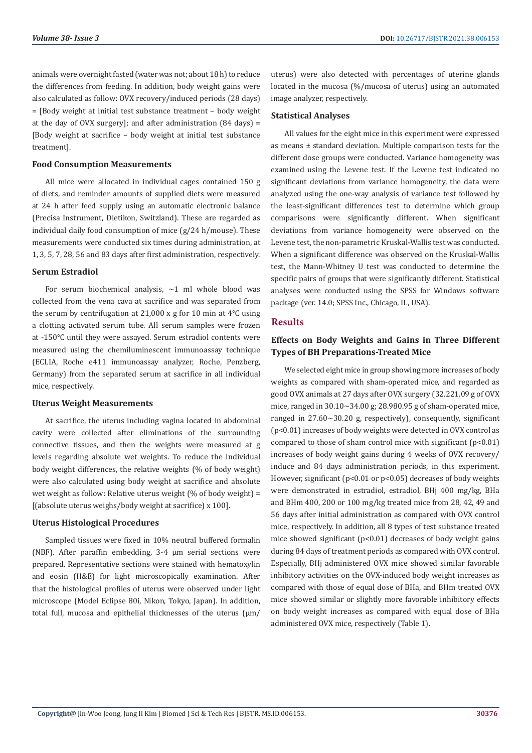animals were overnight fasted (water was not; about 18 h) to reduce the differences from feeding. In addition, body weight gains were also calculated as follow: OVX recovery/induced periods (28 days) = [Body weight at initial test substance treatment – body weight at the day of OVX surgery]; and after administration (84 days) = [Body weight at sacrifice – body weight at initial test substance treatment].

### Food Consumption Measurements

All mice were allocated in individual cages contained 150 g of diets, and reminder amounts of supplied diets were measured at 24 h after feed supply using an automatic electronic balance (Precisa Instrument, Dietikon, Switzerland). These are regarded as individual daily food consumption of mice (g/24 h/mouse). These measurements were conducted six times during administration, at 1, 3, 5, 7, 28, 56 and 83 days after first administration, respectively.

### Serum Estradiol

For serum biochemical analysis, ~1 ml whole blood was collected from the vena cava at sacrifice and was separated from the serum by centrifugation at 21,000 x g for 10 min at 4°C using a clotting activated serum tube. All serum samples were frozen at -150°C until they were assayed. Serum estradiol contents were measured using the chemiluminescent immunoassay technique (ECLIA, Roche e411 immunoassay analyzer, Roche, Penzberg, Germany) from the separated serum at sacrifice in all individual mice, respectively.

### Uterus Weight Measurements

At sacrifice, the uterus including vagina located in abdominal cavity were collected after eliminations of the surrounding connective tissues, and then the weights were measured at g levels regarding absolute wet weights. To reduce the individual body weight differences, the relative weights (% of body weight) were also calculated using body weight at sacrifice and absolute wet weight as follow: Relative uterus weight (% of body weight) = [(absolute uterus weighs/body weight at sacrifice) x 100].

### Uterus Histological Procedures

Sampled tissues were fixed in 10% neutral buffered formalin (NBF). After paraffin embedding, 3-4 μm serial sections were prepared. Representative sections were stained with hematoxylin and eosin (H&E) for light microscopically examination. After that the histological profiles of uterus were observed under light microscope (Model Eclipse 80i, Nikon, Tokyo, Japan). In addition, total full, mucosa and epithelial thicknesses of the uterus (μm/uterus) were also detected with percentages of uterine glands located in the mucosa (%/mucosa of uterus) using an automated image analyzer, respectively.

### Statistical Analyses

All values for the eight mice in this experiment were expressed as means ± standard deviation. Multiple comparison tests for the different dose groups were conducted. Variance homogeneity was examined using the Levene test. If the Levene test indicated no significant deviations from variance homogeneity, the data were analyzed using the one-way analysis of variance test followed by the least-significant differences test to determine which group comparisons were significantly different. When significant deviations from variance homogeneity were observed on the Levene test, the non-parametric Kruskal-Wallis test was conducted. When a significant difference was observed on the Kruskal-Wallis test, the Mann-Whitney U test was conducted to determine the specific pairs of groups that were significantly different. Statistical analyses were conducted using the SPSS for Windows software package (ver. 14.0; SPSS Inc., Chicago, IL, USA).

## Results

### Effects on Body Weights and Gains in Three Different Types of BH Preparations-Treated Mice

We selected eight mice in group showing more increases of body weights as compared with sham-operated mice, and regarded as good OVX animals at 27 days after OVX surgery (32.221.09 g of OVX mice, ranged in 30.10~34.00 g; 28.980.95 g of sham-operated mice, ranged in 27.60~30.20 g, respectively), consequently, significant ($p<0.01$) increases of body weights were detected in OVX control as compared to those of sham control mice with significant ($p<0.01$) increases of body weight gains during 4 weeks of OVX recovery/induce and 84 days administration periods, in this experiment. However, significant ($p<0.01$ or $p<0.05$) decreases of body weights were demonstrated in estradiol, estradiol, BHj 400 mg/kg, BHa and BHm 400, 200 or 100 mg/kg treated mice from 28, 42, 49 and 56 days after initial administration as compared with OVX control mice, respectively. In addition, all 8 types of test substance treated mice showed significant ($p<0.01$) decreases of body weight gains during 84 days of treatment periods as compared with OVX control. Especially, BHj administered OVX mice showed similar favorable inhibitory activities on the OVX-induced body weight increases as compared with those of equal dose of BHa, and BHm treated OVX mice showed similar or slightly more favorable inhibitory effects on body weight increases as compared with equal dose of BHa administered OVX mice, respectively (Table 1).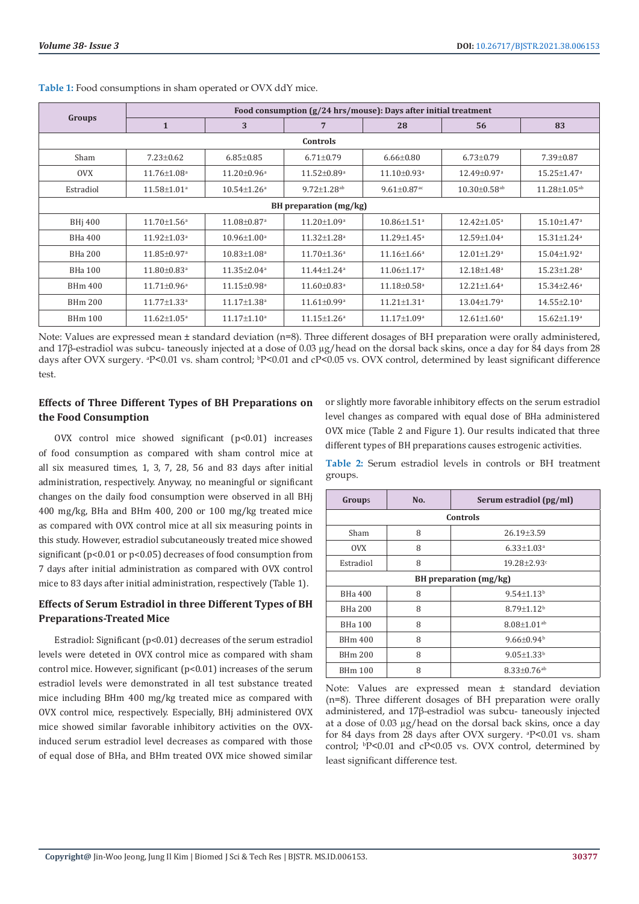**Table 1:** Food consumptions in sham operated or OVX ddY mice.

| Groups | Food consumption (g/24 hrs/mouse): Days after initial treatment | | | | | |
|---|---|---|---|---|---|---|
| | 1 | 3 | 7 | 28 | 56 | 83 |
| **Controls** | | | | | | |
| Sham | 7.23±0.62 | 6.85±0.85 | 6.71±0.79 | 6.66±0.80 | 6.73±0.79 | 7.39±0.87 |
| OVX | 11.76±1.08[a] | 11.20±0.96[a] | 11.52±0.89[a] | 11.10±0.93[a] | 12.49±0.97[a] | 15.25±1.47[a] |
| Estradiol | 11.58±1.01[a] | 10.54±1.26[a] | 9.72±1.28[ab] | 9.61±0.87[ac] | 10.30±0.58[ab] | 11.28±1.05[ab] |
| **BH preparation (mg/kg)** | | | | | | |
| BHj 400 | 11.70±1.56[a] | 11.08±0.87[a] | 11.20±1.09[a] | 10.86±1.51[a] | 12.42±1.05[a] | 15.10±1.47[a] |
| BHa 400 | 11.92±1.03[a] | 10.96±1.00[a] | 11.32±1.28[a] | 11.29±1.45[a] | 12.59±1.04[a] | 15.31±1.24[a] |
| BHa 200 | 11.85±0.97[a] | 10.83±1.08[a] | 11.70±1.36[a] | 11.16±1.66[a] | 12.01±1.29[a] | 15.04±1.92[a] |
| BHa 100 | 11.80±0.83[a] | 11.35±2.04[a] | 11.44±1.24[a] | 11.06±1.17[a] | 12.18±1.48[a] | 15.23±1.28[a] |
| BHm 400 | 11.71±0.96[a] | 11.15±0.98[a] | 11.60±0.83[a] | 11.18±0.58[a] | 12.21±1.64[a] | 15.34±2.46[a] |
| BHm 200 | 11.77±1.33[a] | 11.17±1.38[a] | 11.61±0.99[a] | 11.21±1.31[a] | 13.04±1.79[a] | 14.55±2.10[a] |
| BHm 100 | 11.62±1.05[a] | 11.17±1.10[a] | 11.15±1.26[a] | 11.17±1.09[a] | 12.61±1.60[a] | 15.62±1.19[a] |

Note: Values are expressed mean ± standard deviation (n=8). Three different dosages of BH preparation were orally administered, and 17β-estradiol was subcu- taneously injected at a dose of 0.03 μg/head on the dorsal back skins, once a day for 84 days from 28 days after OVX surgery. [a]P<0.01 vs. sham control; [b]P<0.01 and [c]P<0.05 vs. OVX control, determined by least significant difference test.

## Effects of Three Different Types of BH Preparations on the Food Consumption

OVX control mice showed significant (p<0.01) increases of food consumption as compared with sham control mice at all six measured times, 1, 3, 7, 28, 56 and 83 days after initial administration, respectively. Anyway, no meaningful or significant changes on the daily food consumption were observed in all BHj 400 mg/kg, BHa and BHm 400, 200 or 100 mg/kg treated mice as compared with OVX control mice at all six measuring points in this study. However, estradiol subcutaneously treated mice showed significant (p<0.01 or p<0.05) decreases of food consumption from 7 days after initial administration as compared with OVX control mice to 83 days after initial administration, respectively (Table 1).

## Effects of Serum Estradiol in three Different Types of BH Preparations-Treated Mice

Estradiol: Significant (p<0.01) decreases of the serum estradiol levels were deteted in OVX control mice as compared with sham control mice. However, significant (p<0.01) increases of the serum estradiol levels were demonstrated in all test substance treated mice including BHm 400 mg/kg treated mice as compared with OVX control mice, respectively. Especially, BHj administered OVX mice showed similar favorable inhibitory activities on the OVX-induced serum estradiol level decreases as compared with those of equal dose of BHa, and BHm treated OVX mice showed similar or slightly more favorable inhibitory effects on the serum estradiol level changes as compared with equal dose of BHa administered OVX mice (Table 2 and Figure 1). Our results indicated that three different types of BH preparations causes estrogenic activities.

**Table 2:** Serum estradiol levels in controls or BH treatment groups.

| Groups | No. | Serum estradiol (pg/ml) |
|---|---|---|
| **Controls** | | |
| Sham | 8 | 26.19±3.59 |
| OVX | 8 | 6.33±1.03[a] |
| Estradiol | 8 | 19.28±2.93[c] |
| **BH preparation (mg/kg)** | | |
| BHa 400 | 8 | 9.54±1.13[b] |
| BHa 200 | 8 | 8.79±1.12[b] |
| BHa 100 | 8 | 8.08±1.01[ab] |
| BHm 400 | 8 | 9.66±0.94[b] |
| BHm 200 | 8 | 9.05±1.33[b] |
| BHm 100 | 8 | 8.33±0.76[ab] |

Note: Values are expressed mean ± standard deviation (n=8). Three different dosages of BH preparation were orally administered, and 17β-estradiol was subcu- taneously injected at a dose of 0.03 μg/head on the dorsal back skins, once a day for 84 days from 28 days after OVX surgery. [a]P<0.01 vs. sham control; [b]P<0.01 and [c]P<0.05 vs. OVX control, determined by least significant difference test.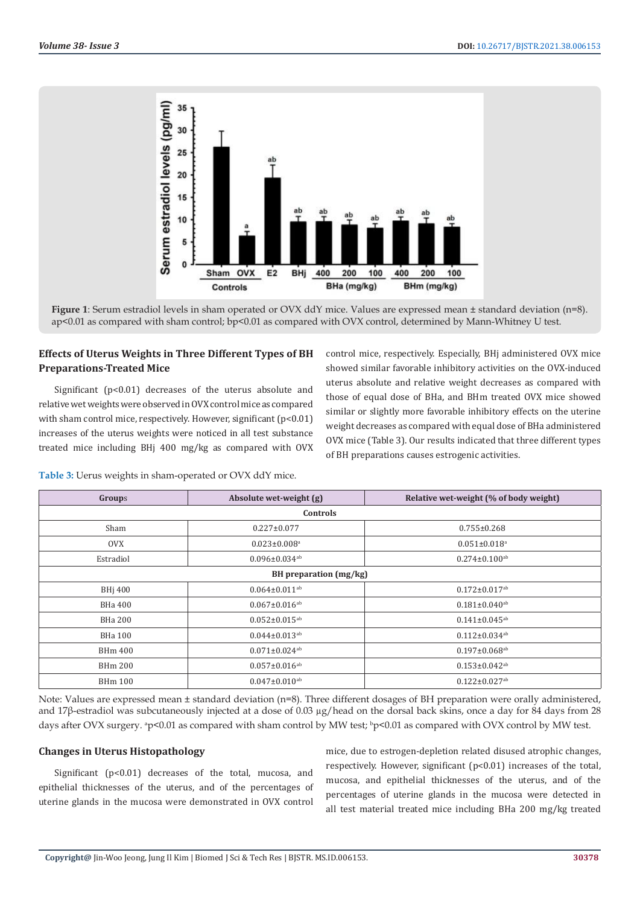**Figure 1**: Serum estradiol levels in sham operated or OVX ddY mice. Values are expressed mean ± standard deviation (n=8). ap<0.01 as compared with sham control; bp<0.01 as compared with OVX control, determined by Mann-Whitney U test.

### Effects of Uterus Weights in Three Different Types of BH Preparations-Treated Mice

Significant (p<0.01) decreases of the uterus absolute and relative wet weights were observed in OVX control mice as compared with sham control mice, respectively. However, significant (p<0.01) increases of the uterus weights were noticed in all test substance treated mice including BHj 400 mg/kg as compared with OVX control mice, respectively. Especially, BHj administered OVX mice showed similar favorable inhibitory activities on the OVX-induced uterus absolute and relative weight decreases as compared with those of equal dose of BHa, and BHm treated OVX mice showed similar or slightly more favorable inhibitory effects on the uterine weight decreases as compared with equal dose of BHa administered OVX mice (Table 3). Our results indicated that three different types of BH preparations causes estrogenic activities.

**Table 3:** Uerus weights in sham-operated or OVX ddY mice.

| Groups | Absolute wet-weight (g) | Relative wet-weight (% of body weight) |
|---|---|---|
| **Controls** | | |
| Sham | 0.227±0.077 | 0.755±0.268 |
| OVX | 0.023±0.008[a] | 0.051±0.018[a] |
| Estradiol | 0.096±0.034[ab] | 0.274±0.100[ab] |
| **BH preparation (mg/kg)** | | |
| BHj 400 | 0.064±0.011[ab] | 0.172±0.017[ab] |
| BHa 400 | 0.067±0.016[ab] | 0.181±0.040[ab] |
| BHa 200 | 0.052±0.015[ab] | 0.141±0.045[ab] |
| BHa 100 | 0.044±0.013[ab] | 0.112±0.034[ab] |
| BHm 400 | 0.071±0.024[ab] | 0.197±0.068[ab] |
| BHm 200 | 0.057±0.016[ab] | 0.153±0.042[ab] |
| BHm 100 | 0.047±0.010[ab] | 0.122±0.027[ab] |

Note: Values are expressed mean ± standard deviation (n=8). Three different dosages of BH preparation were orally administered, and 17β-estradiol was subcutaneously injected at a dose of 0.03 μg/head on the dorsal back skins, once a day for 84 days from 28 days after OVX surgery. [a]p<0.01 as compared with sham control by MW test; [b]p<0.01 as compared with OVX control by MW test.

### Changes in Uterus Histopathology

Significant (p<0.01) decreases of the total, mucosa, and epithelial thicknesses of the uterus, and of the percentages of uterine glands in the mucosa were demonstrated in OVX control mice, due to estrogen-depletion related disused atrophic changes, respectively. However, significant (p<0.01) increases of the total, mucosa, and epithelial thicknesses of the uterus, and of the percentages of uterine glands in the mucosa were detected in all test material treated mice including BHa 200 mg/kg treated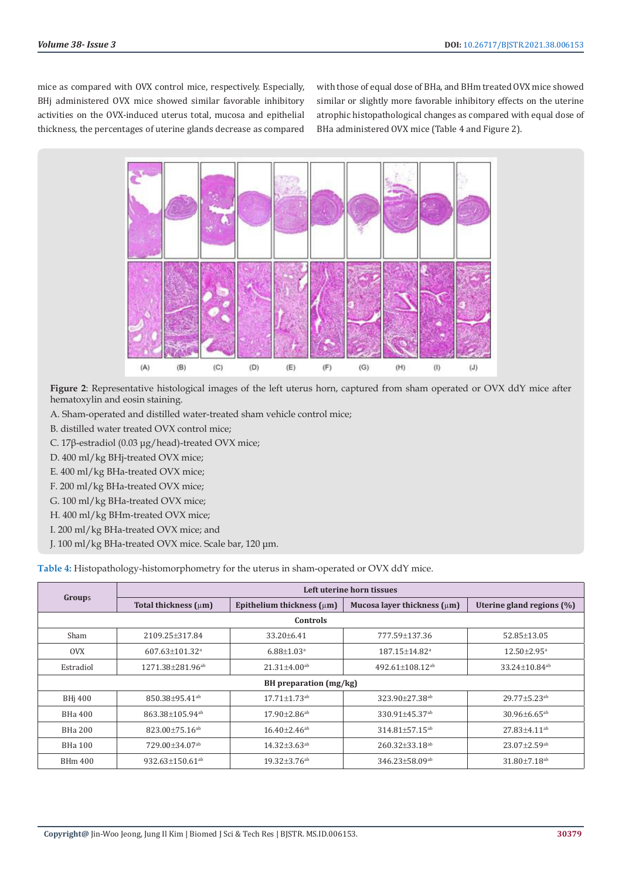mice as compared with OVX control mice, respectively. Especially, BHj administered OVX mice showed similar favorable inhibitory activities on the OVX-induced uterus total, mucosa and epithelial thickness, the percentages of uterine glands decrease as compared with those of equal dose of BHa, and BHm treated OVX mice showed similar or slightly more favorable inhibitory effects on the uterine atrophic histopathological changes as compared with equal dose of BHa administered OVX mice (Table 4 and Figure 2).

**Figure 2**: Representative histological images of the left uterus horn, captured from sham operated or OVX ddY mice after hematoxylin and eosin staining.

A. Sham-operated and distilled water-treated sham vehicle control mice;
B. distilled water treated OVX control mice;
C. 17β-estradiol (0.03 μg/head)-treated OVX mice;
D. 400 ml/kg BHj-treated OVX mice;
E. 400 ml/kg BHa-treated OVX mice;
F. 200 ml/kg BHa-treated OVX mice;
G. 100 ml/kg BHa-treated OVX mice;
H. 400 ml/kg BHm-treated OVX mice;
I. 200 ml/kg BHa-treated OVX mice; and
J. 100 ml/kg BHa-treated OVX mice. Scale bar, 120 μm.

**Table 4:** Histopathology-histomorphometry for the uterus in sham-operated or OVX ddY mice.

| Groups | Left uterine horn tissues | | | |
|---|---|---|---|---|
| | Total thickness (μm) | Epithelium thickness (μm) | Mucosa layer thickness (μm) | Uterine gland regions (%) |
| **Controls** | | | | |
| Sham | 2109.25±317.84 | 33.20±6.41 | 777.59±137.36 | 52.85±13.05 |
| OVX | 607.63±101.32[a] | 6.88±1.03[a] | 187.15±14.82[a] | 12.50±2.95[a] |
| Estradiol | 1271.38±281.96[ab] | 21.31±4.00[ab] | 492.61±108.12[ab] | 33.24±10.84[ab] |
| **BH preparation (mg/kg)** | | | | |
| BHj 400 | 850.38±95.41[ab] | 17.71±1.73[ab] | 323.90±27.38[ab] | 29.77±5.23[ab] |
| BHa 400 | 863.38±105.94[ab] | 17.90±2.86[ab] | 330.91±45.37[ab] | 30.96±6.65[ab] |
| BHa 200 | 823.00±75.16[ab] | 16.40±2.46[ab] | 314.81±57.15[ab] | 27.83±4.11[ab] |
| BHa 100 | 729.00±34.07[ab] | 14.32±3.63[ab] | 260.32±33.18[ab] | 23.07±2.59[ab] |
| BHm 400 | 932.63±150.61[ab] | 19.32±3.76[ab] | 346.23±58.09[ab] | 31.80±7.18[ab] |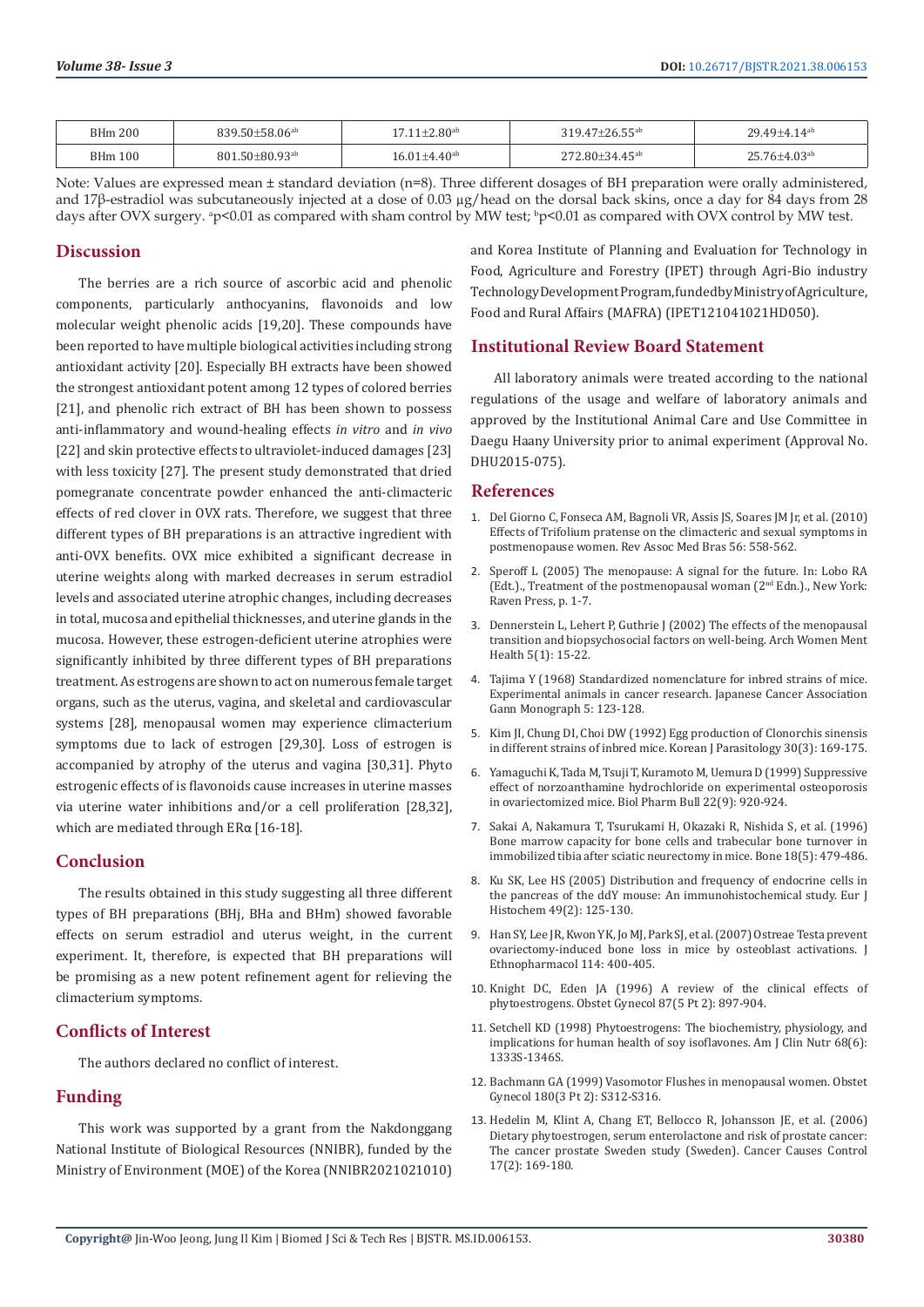| BHm 200 | 839.50±58.06[ab] | 17.11±2.80[ab] | 319.47±26.55[ab] | 29.49±4.14[ab] |
|---|---|---|---|---|
| BHm 100 | 801.50±80.93[ab] | 16.01±4.40[ab] | 272.80±34.45[ab] | 25.76±4.03[ab] |

Note: Values are expressed mean ± standard deviation (n=8). Three different dosages of BH preparation were orally administered, and 17β-estradiol was subcutaneously injected at a dose of 0.03 µg/head on the dorsal back skins, once a day for 84 days from 28 days after OVX surgery. [a]p<0.01 as compared with sham control by MW test; [b]p<0.01 as compared with OVX control by MW test.

## Discussion

The berries are a rich source of ascorbic acid and phenolic components, particularly anthocyanins, flavonoids and low molecular weight phenolic acids [19,20]. These compounds have been reported to have multiple biological activities including strong antioxidant activity [20]. Especially BH extracts have been showed the strongest antioxidant potent among 12 types of colored berries [21], and phenolic rich extract of BH has been shown to possess anti-inflammatory and wound-healing effects *in vitro* and *in vivo* [22] and skin protective effects to ultraviolet-induced damages [23] with less toxicity [27]. The present study demonstrated that dried pomegranate concentrate powder enhanced the anti-climacteric effects of red clover in OVX rats. Therefore, we suggest that three different types of BH preparations is an attractive ingredient with anti-OVX benefits. OVX mice exhibited a significant decrease in uterine weights along with marked decreases in serum estradiol levels and associated uterine atrophic changes, including decreases in total, mucosa and epithelial thicknesses, and uterine glands in the mucosa. However, these estrogen-deficient uterine atrophies were significantly inhibited by three different types of BH preparations treatment. As estrogens are shown to act on numerous female target organs, such as the uterus, vagina, and skeletal and cardiovascular systems [28], menopausal women may experience climacterium symptoms due to lack of estrogen [29,30]. Loss of estrogen is accompanied by atrophy of the uterus and vagina [30,31]. Phyto estrogenic effects of is flavonoids cause increases in uterine masses via uterine water inhibitions and/or a cell proliferation [28,32], which are mediated through ERα [16-18].

## Conclusion

The results obtained in this study suggesting all three different types of BH preparations (BHj, BHa and BHm) showed favorable effects on serum estradiol and uterus weight, in the current experiment. It, therefore, is expected that BH preparations will be promising as a new potent refinement agent for relieving the climacterium symptoms.

## Conflicts of Interest

The authors declared no conflict of interest.

## Funding

This work was supported by a grant from the Nakdonggang National Institute of Biological Resources (NNIBR), funded by the Ministry of Environment (MOE) of the Korea (NNIBR2021021010) and Korea Institute of Planning and Evaluation for Technology in Food, Agriculture and Forestry (IPET) through Agri-Bio industry Technology Development Program, funded by Ministry of Agriculture, Food and Rural Affairs (MAFRA) (IPET121041021HD050).

## Institutional Review Board Statement

All laboratory animals were treated according to the national regulations of the usage and welfare of laboratory animals and approved by the Institutional Animal Care and Use Committee in Daegu Haany University prior to animal experiment (Approval No. DHU2015-075).

## References

1. Del Giorno C, Fonseca AM, Bagnoli VR, Assis JS, Soares JM Jr, et al. (2010) Effects of Trifolium pratense on the climacteric and sexual symptoms in postmenopause women. Rev Assoc Med Bras 56: 558-562.
2. Speroff L (2005) The menopause: A signal for the future. In: Lobo RA (Edt.)., Treatment of the postmenopausal woman (2nd Edn.)., New York: Raven Press, p. 1-7.
3. Dennerstein L, Lehert P, Guthrie J (2002) The effects of the menopausal transition and biopsychosocial factors on well-being. Arch Women Ment Health 5(1): 15-22.
4. Tajima Y (1968) Standardized nomenclature for inbred strains of mice. Experimental animals in cancer research. Japanese Cancer Association Gann Monograph 5: 123-128.
5. Kim JI, Chung DI, Choi DW (1992) Egg production of Clonorchis sinensis in different strains of inbred mice. Korean J Parasitology 30(3): 169-175.
6. Yamaguchi K, Tada M, Tsuji T, Kuramoto M, Uemura D (1999) Suppressive effect of norzoanthamine hydrochloride on experimental osteoporosis in ovariectomized mice. Biol Pharm Bull 22(9): 920-924.
7. Sakai A, Nakamura T, Tsurukami H, Okazaki R, Nishida S, et al. (1996) Bone marrow capacity for bone cells and trabecular bone turnover in immobilized tibia after sciatic neurectomy in mice. Bone 18(5): 479-486.
8. Ku SK, Lee HS (2005) Distribution and frequency of endocrine cells in the pancreas of the ddY mouse: An immunohistochemical study. Eur J Histochem 49(2): 125-130.
9. Han SY, Lee JR, Kwon YK, Jo MJ, Park SJ, et al. (2007) Ostreae Testa prevent ovariectomy-induced bone loss in mice by osteoblast activations. J Ethnopharmacol 114: 400-405.
10. Knight DC, Eden JA (1996) A review of the clinical effects of phytoestrogens. Obstet Gynecol 87(5 Pt 2): 897-904.
11. Setchell KD (1998) Phytoestrogens: The biochemistry, physiology, and implications for human health of soy isoflavones. Am J Clin Nutr 68(6): 1333S-1346S.
12. Bachmann GA (1999) Vasomotor Flushes in menopausal women. Obstet Gynecol 180(3 Pt 2): S312-S316.
13. Hedelin M, Klint A, Chang ET, Bellocco R, Johansson JE, et al. (2006) Dietary phytoestrogen, serum enterolactone and risk of prostate cancer: The cancer prostate Sweden study (Sweden). Cancer Causes Control 17(2): 169-180.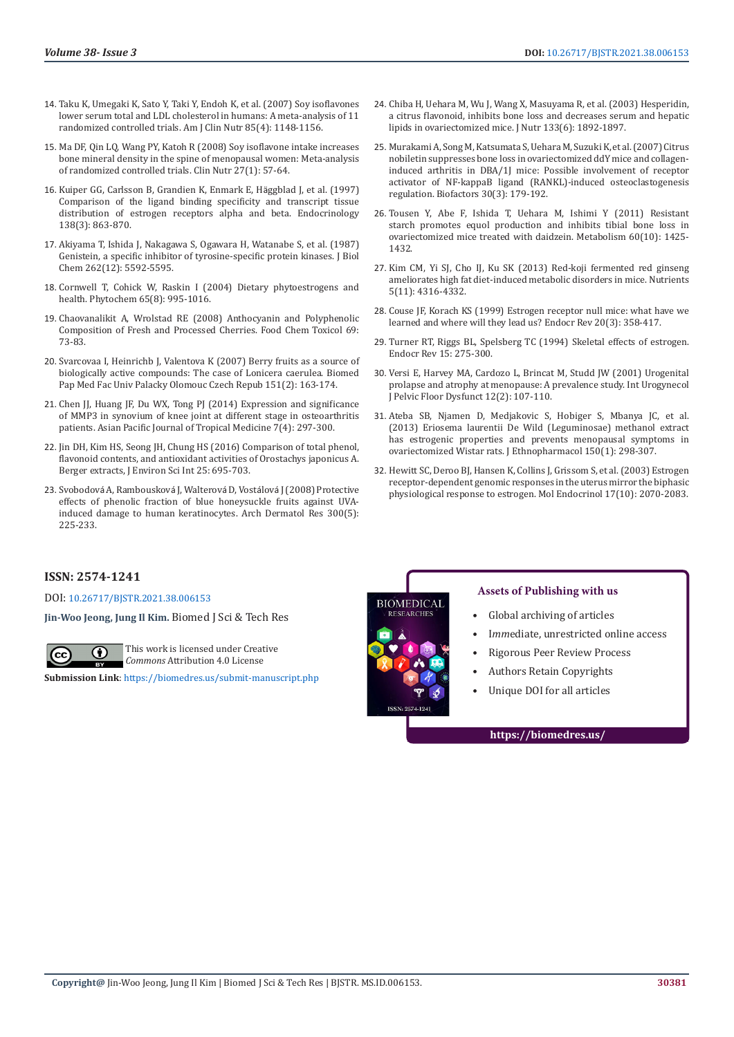14. Taku K, Umegaki K, Sato Y, Taki Y, Endoh K, et al. (2007) Soy isoflavones lower serum total and LDL cholesterol in humans: A meta-analysis of 11 randomized controlled trials. Am J Clin Nutr 85(4): 1148-1156.

15. Ma DF, Qin LQ, Wang PY, Katoh R (2008) Soy isoflavone intake increases bone mineral density in the spine of menopausal women: Meta-analysis of randomized controlled trials. Clin Nutr 27(1): 57-64.

16. Kuiper GG, Carlsson B, Grandien K, Enmark E, Häggblad J, et al. (1997) Comparison of the ligand binding specificity and transcript tissue distribution of estrogen receptors alpha and beta. Endocrinology 138(3): 863-870.

17. Akiyama T, Ishida J, Nakagawa S, Ogawara H, Watanabe S, et al. (1987) Genistein, a specific inhibitor of tyrosine-specific protein kinases. J Biol Chem 262(12): 5592-5595.

18. Cornwell T, Cohick W, Raskin I (2004) Dietary phytoestrogens and health. Phytochem 65(8): 995-1016.

19. Chaovanalikit A, Wrolstad RE (2008) Anthocyanin and Polyphenolic Composition of Fresh and Processed Cherries. Food Chem Toxicol 69: 73-83.

20. Svarcovaa I, Heinrichb J, Valentova K (2007) Berry fruits as a source of biologically active compounds: The case of Lonicera caerulea. Biomed Pap Med Fac Univ Palacky Olomouc Czech Repub 151(2): 163-174.

21. Chen JJ, Huang JF, Du WX, Tong PJ (2014) Expression and significance of MMP3 in synovium of knee joint at different stage in osteoarthritis patients. Asian Pacific Journal of Tropical Medicine 7(4): 297-300.

22. Jin DH, Kim HS, Seong JH, Chung HS (2016) Comparison of total phenol, flavonoid contents, and antioxidant activities of Orostachys japonicus A. Berger extracts, J Environ Sci Int 25: 695-703.

23. Svobodová A, Rambousková J, Walterová D, Vostálová J (2008) Protective effects of phenolic fraction of blue honeysuckle fruits against UVA-induced damage to human keratinocytes. Arch Dermatol Res 300(5): 225-233.

24. Chiba H, Uehara M, Wu J, Wang X, Masuyama R, et al. (2003) Hesperidin, a citrus flavonoid, inhibits bone loss and decreases serum and hepatic lipids in ovariectomized mice. J Nutr 133(6): 1892-1897.

25. Murakami A, Song M, Katsumata S, Uehara M, Suzuki K, et al. (2007) Citrus nobiletin suppresses bone loss in ovariectomized ddY mice and collagen-induced arthritis in DBA/1J mice: Possible involvement of receptor activator of NF-kappaB ligand (RANKL)-induced osteoclastogenesis regulation. Biofactors 30(3): 179-192.

26. Tousen Y, Abe F, Ishida T, Uehara M, Ishimi Y (2011) Resistant starch promotes equol production and inhibits tibial bone loss in ovariectomized mice treated with daidzein. Metabolism 60(10): 1425-1432.

27. Kim CM, Yi SJ, Cho IJ, Ku SK (2013) Red-koji fermented red ginseng ameliorates high fat diet-induced metabolic disorders in mice. Nutrients 5(11): 4316-4332.

28. Couse JF, Korach KS (1999) Estrogen receptor null mice: what have we learned and where will they lead us? Endocr Rev 20(3): 358-417.

29. Turner RT, Riggs BL, Spelsberg TC (1994) Skeletal effects of estrogen. Endocr Rev 15: 275-300.

30. Versi E, Harvey MA, Cardozo L, Brincat M, Studd JW (2001) Urogenital prolapse and atrophy at menopause: A prevalence study. Int Urogynecol J Pelvic Floor Dysfunct 12(2): 107-110.

31. Ateba SB, Njamen D, Medjakovic S, Hobiger S, Mbanya JC, et al. (2013) Eriosema laurentii De Wild (Leguminosae) methanol extract has estrogenic properties and prevents menopausal symptoms in ovariectomized Wistar rats. J Ethnopharmacol 150(1): 298-307.

32. Hewitt SC, Deroo BJ, Hansen K, Collins J, Grissom S, et al. (2003) Estrogen receptor-dependent genomic responses in the uterus mirror the biphasic physiological response to estrogen. Mol Endocrinol 17(10): 2070-2083.

**ISSN: 2574-1241**

DOI: 10.26717/BJSTR.2021.38.006153

**Jin-Woo Jeong, Jung Il Kim.** Biomed J Sci & Tech Res

This work is licensed under Creative *Commons* Attribution 4.0 License

**Submission Link**: https://biomedres.us/submit-manuscript.php

**Assets of Publishing with us**

- Global archiving of articles
- Immediate, unrestricted online access
- Rigorous Peer Review Process
- Authors Retain Copyrights
- Unique DOI for all articles

**https://biomedres.us/**